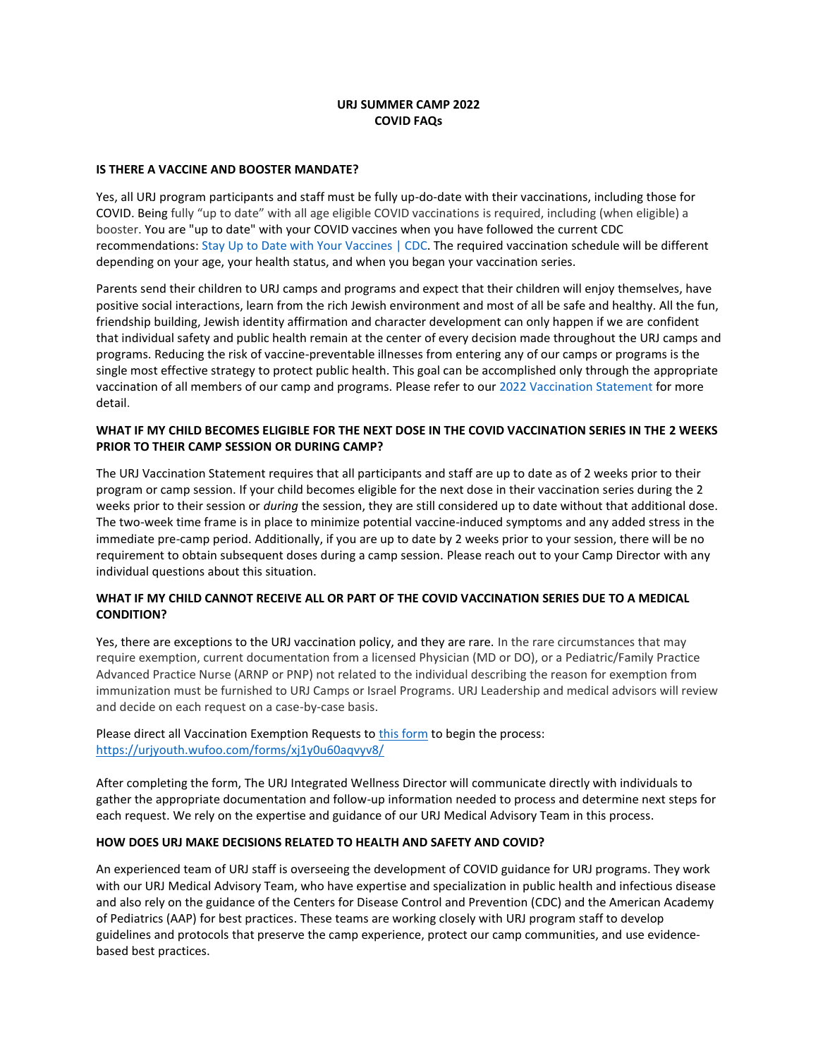# URJ SUMMER CAMP 2022
# COVID FAQs

## IS THERE A VACCINE AND BOOSTER MANDATE?

Yes, all URJ program participants and staff must be fully up-do-date with their vaccinations, including those for COVID. Being fully "up to date" with all age eligible COVID vaccinations is required, including (when eligible) a booster. You are "up to date" with your COVID vaccines when you have followed the current CDC recommendations: Stay Up to Date with Your Vaccines | CDC. The required vaccination schedule will be different depending on your age, your health status, and when you began your vaccination series.

Parents send their children to URJ camps and programs and expect that their children will enjoy themselves, have positive social interactions, learn from the rich Jewish environment and most of all be safe and healthy. All the fun, friendship building, Jewish identity affirmation and character development can only happen if we are confident that individual safety and public health remain at the center of every decision made throughout the URJ camps and programs. Reducing the risk of vaccine-preventable illnesses from entering any of our camps or programs is the single most effective strategy to protect public health. This goal can be accomplished only through the appropriate vaccination of all members of our camp and programs. Please refer to our 2022 Vaccination Statement for more detail.

## WHAT IF MY CHILD BECOMES ELIGIBLE FOR THE NEXT DOSE IN THE COVID VACCINATION SERIES IN THE 2 WEEKS PRIOR TO THEIR CAMP SESSION OR DURING CAMP?

The URJ Vaccination Statement requires that all participants and staff are up to date as of 2 weeks prior to their program or camp session. If your child becomes eligible for the next dose in their vaccination series during the 2 weeks prior to their session or *during* the session, they are still considered up to date without that additional dose. The two-week time frame is in place to minimize potential vaccine-induced symptoms and any added stress in the immediate pre-camp period. Additionally, if you are up to date by 2 weeks prior to your session, there will be no requirement to obtain subsequent doses during a camp session. Please reach out to your Camp Director with any individual questions about this situation.

## WHAT IF MY CHILD CANNOT RECEIVE ALL OR PART OF THE COVID VACCINATION SERIES DUE TO A MEDICAL CONDITION?

Yes, there are exceptions to the URJ vaccination policy, and they are rare. In the rare circumstances that may require exemption, current documentation from a licensed Physician (MD or DO), or a Pediatric/Family Practice Advanced Practice Nurse (ARNP or PNP) not related to the individual describing the reason for exemption from immunization must be furnished to URJ Camps or Israel Programs. URJ Leadership and medical advisors will review and decide on each request on a case-by-case basis.

Please direct all Vaccination Exemption Requests to this form to begin the process: https://urjyouth.wufoo.com/forms/xj1y0u60aqvyv8/

After completing the form, The URJ Integrated Wellness Director will communicate directly with individuals to gather the appropriate documentation and follow-up information needed to process and determine next steps for each request. We rely on the expertise and guidance of our URJ Medical Advisory Team in this process.

## HOW DOES URJ MAKE DECISIONS RELATED TO HEALTH AND SAFETY AND COVID?

An experienced team of URJ staff is overseeing the development of COVID guidance for URJ programs. They work with our URJ Medical Advisory Team, who have expertise and specialization in public health and infectious disease and also rely on the guidance of the Centers for Disease Control and Prevention (CDC) and the American Academy of Pediatrics (AAP) for best practices. These teams are working closely with URJ program staff to develop guidelines and protocols that preserve the camp experience, protect our camp communities, and use evidence-based best practices.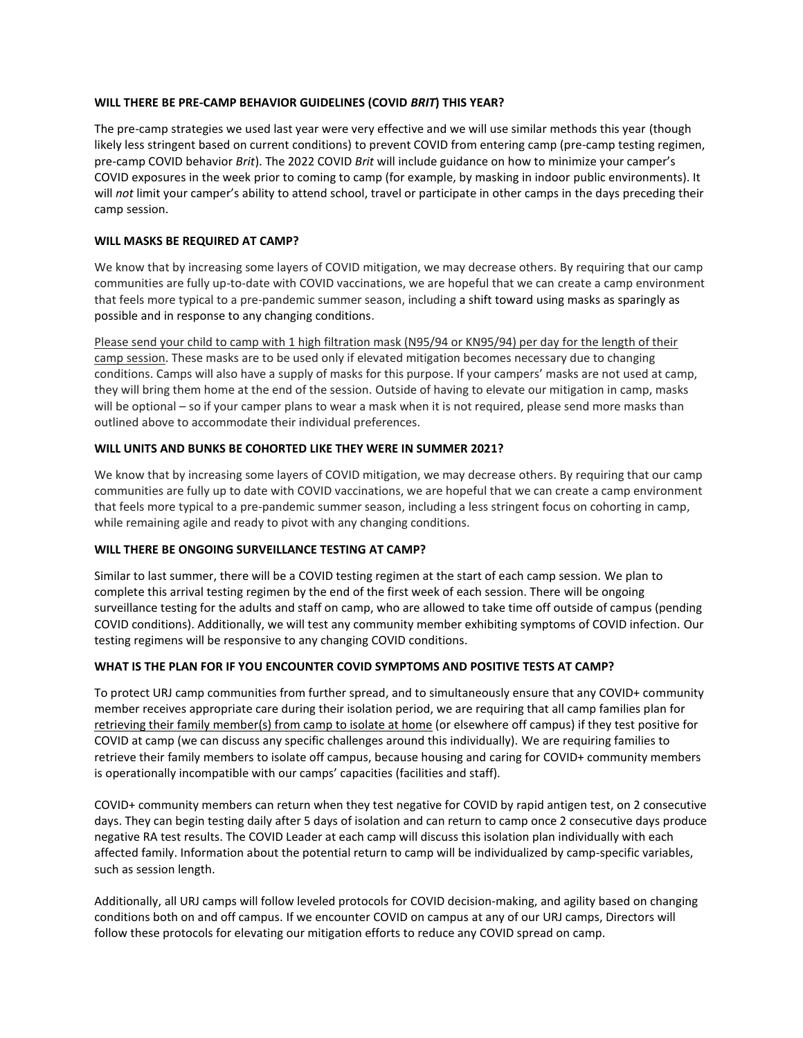**WILL THERE BE PRE-CAMP BEHAVIOR GUIDELINES (COVID *BRIT*) THIS YEAR?**

The pre-camp strategies we used last year were very effective and we will use similar methods this year (though likely less stringent based on current conditions) to prevent COVID from entering camp (pre-camp testing regimen, pre-camp COVID behavior *Brit*). The 2022 COVID *Brit* will include guidance on how to minimize your camper's COVID exposures in the week prior to coming to camp (for example, by masking in indoor public environments). It will *not* limit your camper's ability to attend school, travel or participate in other camps in the days preceding their camp session.

**WILL MASKS BE REQUIRED AT CAMP?**

We know that by increasing some layers of COVID mitigation, we may decrease others. By requiring that our camp communities are fully up-to-date with COVID vaccinations, we are hopeful that we can create a camp environment that feels more typical to a pre-pandemic summer season, including a shift toward using masks as sparingly as possible and in response to any changing conditions.

<u>Please send your child to camp with 1 high filtration mask (N95/94 or KN95/94) per day for the length of their camp session</u>. These masks are to be used only if elevated mitigation becomes necessary due to changing conditions. Camps will also have a supply of masks for this purpose. If your campers' masks are not used at camp, they will bring them home at the end of the session. Outside of having to elevate our mitigation in camp, masks will be optional – so if your camper plans to wear a mask when it is not required, please send more masks than outlined above to accommodate their individual preferences.

**WILL UNITS AND BUNKS BE COHORTED LIKE THEY WERE IN SUMMER 2021?**

We know that by increasing some layers of COVID mitigation, we may decrease others. By requiring that our camp communities are fully up to date with COVID vaccinations, we are hopeful that we can create a camp environment that feels more typical to a pre-pandemic summer season, including a less stringent focus on cohorting in camp, while remaining agile and ready to pivot with any changing conditions.

**WILL THERE BE ONGOING SURVEILLANCE TESTING AT CAMP?**

Similar to last summer, there will be a COVID testing regimen at the start of each camp session. We plan to complete this arrival testing regimen by the end of the first week of each session. There will be ongoing surveillance testing for the adults and staff on camp, who are allowed to take time off outside of campus (pending COVID conditions). Additionally, we will test any community member exhibiting symptoms of COVID infection. Our testing regimens will be responsive to any changing COVID conditions.

**WHAT IS THE PLAN FOR IF YOU ENCOUNTER COVID SYMPTOMS AND POSITIVE TESTS AT CAMP?**

To protect URJ camp communities from further spread, and to simultaneously ensure that any COVID+ community member receives appropriate care during their isolation period, we are requiring that all camp families plan for <u>retrieving their family member(s) from camp to isolate at home</u> (or elsewhere off campus) if they test positive for COVID at camp (we can discuss any specific challenges around this individually). We are requiring families to retrieve their family members to isolate off campus, because housing and caring for COVID+ community members is operationally incompatible with our camps' capacities (facilities and staff).

COVID+ community members can return when they test negative for COVID by rapid antigen test, on 2 consecutive days. They can begin testing daily after 5 days of isolation and can return to camp once 2 consecutive days produce negative RA test results. The COVID Leader at each camp will discuss this isolation plan individually with each affected family. Information about the potential return to camp will be individualized by camp-specific variables, such as session length.

Additionally, all URJ camps will follow leveled protocols for COVID decision-making, and agility based on changing conditions both on and off campus. If we encounter COVID on campus at any of our URJ camps, Directors will follow these protocols for elevating our mitigation efforts to reduce any COVID spread on camp.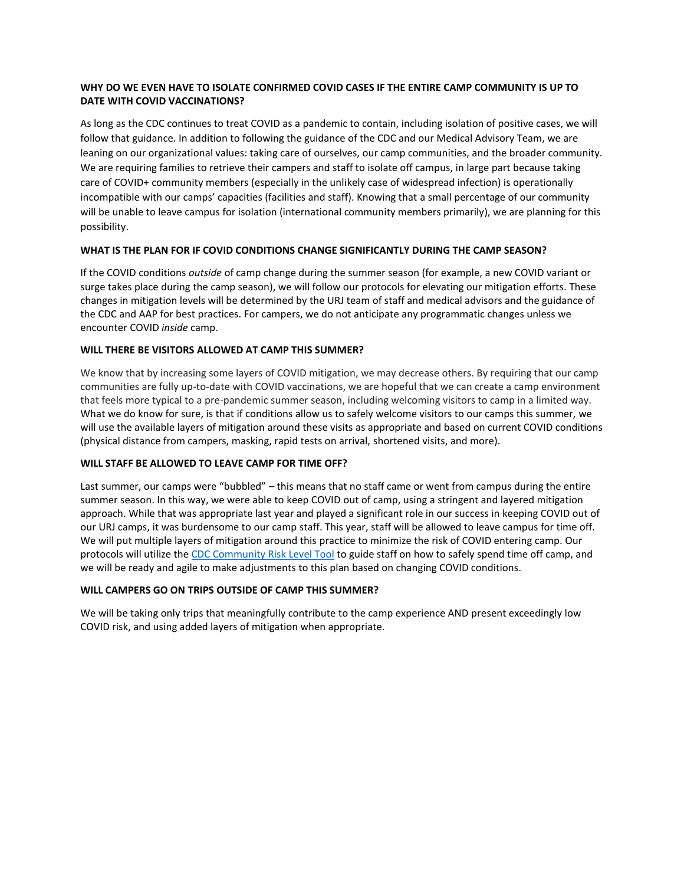**WHY DO WE EVEN HAVE TO ISOLATE CONFIRMED COVID CASES IF THE ENTIRE CAMP COMMUNITY IS UP TO DATE WITH COVID VACCINATIONS?**

As long as the CDC continues to treat COVID as a pandemic to contain, including isolation of positive cases, we will follow that guidance. In addition to following the guidance of the CDC and our Medical Advisory Team, we are leaning on our organizational values: taking care of ourselves, our camp communities, and the broader community. We are requiring families to retrieve their campers and staff to isolate off campus, in large part because taking care of COVID+ community members (especially in the unlikely case of widespread infection) is operationally incompatible with our camps' capacities (facilities and staff). Knowing that a small percentage of our community will be unable to leave campus for isolation (international community members primarily), we are planning for this possibility.

**WHAT IS THE PLAN FOR IF COVID CONDITIONS CHANGE SIGNIFICANTLY DURING THE CAMP SEASON?**

If the COVID conditions *outside* of camp change during the summer season (for example, a new COVID variant or surge takes place during the camp season), we will follow our protocols for elevating our mitigation efforts. These changes in mitigation levels will be determined by the URJ team of staff and medical advisors and the guidance of the CDC and AAP for best practices. For campers, we do not anticipate any programmatic changes unless we encounter COVID *inside* camp.

**WILL THERE BE VISITORS ALLOWED AT CAMP THIS SUMMER?**

We know that by increasing some layers of COVID mitigation, we may decrease others. By requiring that our camp communities are fully up-to-date with COVID vaccinations, we are hopeful that we can create a camp environment that feels more typical to a pre-pandemic summer season, including welcoming visitors to camp in a limited way. What we do know for sure, is that if conditions allow us to safely welcome visitors to our camps this summer, we will use the available layers of mitigation around these visits as appropriate and based on current COVID conditions (physical distance from campers, masking, rapid tests on arrival, shortened visits, and more).

**WILL STAFF BE ALLOWED TO LEAVE CAMP FOR TIME OFF?**

Last summer, our camps were "bubbled" – this means that no staff came or went from campus during the entire summer season. In this way, we were able to keep COVID out of camp, using a stringent and layered mitigation approach. While that was appropriate last year and played a significant role in our success in keeping COVID out of our URJ camps, it was burdensome to our camp staff. This year, staff will be allowed to leave campus for time off. We will put multiple layers of mitigation around this practice to minimize the risk of COVID entering camp. Our protocols will utilize the CDC Community Risk Level Tool to guide staff on how to safely spend time off camp, and we will be ready and agile to make adjustments to this plan based on changing COVID conditions.

**WILL CAMPERS GO ON TRIPS OUTSIDE OF CAMP THIS SUMMER?**

We will be taking only trips that meaningfully contribute to the camp experience AND present exceedingly low COVID risk, and using added layers of mitigation when appropriate.